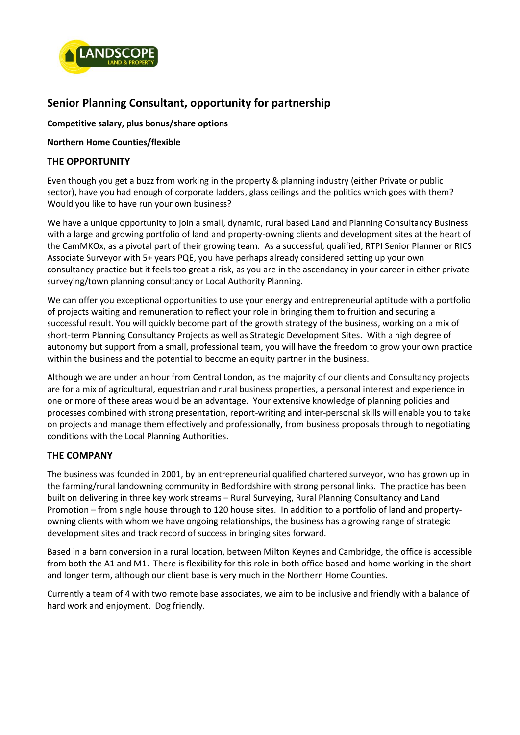# Senior Planning Consultant, opportunity for partnership

**Competitive salary, plus bonus/share options**

**Northern Home Counties/flexible**

## THE OPPORTUNITY

Even though you get a buzz from working in the property & planning industry (either Private or public sector), have you had enough of corporate ladders, glass ceilings and the politics which goes with them? Would you like to have run your own business?

We have a unique opportunity to join a small, dynamic, rural based Land and Planning Consultancy Business with a large and growing portfolio of land and property-owning clients and development sites at the heart of the CamMKOx, as a pivotal part of their growing team. As a successful, qualified, RTPI Senior Planner or RICS Associate Surveyor with 5+ years PQE, you have perhaps already considered setting up your own consultancy practice but it feels too great a risk, as you are in the ascendancy in your career in either private surveying/town planning consultancy or Local Authority Planning.

We can offer you exceptional opportunities to use your energy and entrepreneurial aptitude with a portfolio of projects waiting and remuneration to reflect your role in bringing them to fruition and securing a successful result. You will quickly become part of the growth strategy of the business, working on a mix of short-term Planning Consultancy Projects as well as Strategic Development Sites. With a high degree of autonomy but support from a small, professional team, you will have the freedom to grow your own practice within the business and the potential to become an equity partner in the business.

Although we are under an hour from Central London, as the majority of our clients and Consultancy projects are for a mix of agricultural, equestrian and rural business properties, a personal interest and experience in one or more of these areas would be an advantage. Your extensive knowledge of planning policies and processes combined with strong presentation, report-writing and inter-personal skills will enable you to take on projects and manage them effectively and professionally, from business proposals through to negotiating conditions with the Local Planning Authorities.

## THE COMPANY

The business was founded in 2001, by an entrepreneurial qualified chartered surveyor, who has grown up in the farming/rural landowning community in Bedfordshire with strong personal links. The practice has been built on delivering in three key work streams – Rural Surveying, Rural Planning Consultancy and Land Promotion – from single house through to 120 house sites. In addition to a portfolio of land and property-owning clients with whom we have ongoing relationships, the business has a growing range of strategic development sites and track record of success in bringing sites forward.

Based in a barn conversion in a rural location, between Milton Keynes and Cambridge, the office is accessible from both the A1 and M1. There is flexibility for this role in both office based and home working in the short and longer term, although our client base is very much in the Northern Home Counties.

Currently a team of 4 with two remote base associates, we aim to be inclusive and friendly with a balance of hard work and enjoyment. Dog friendly.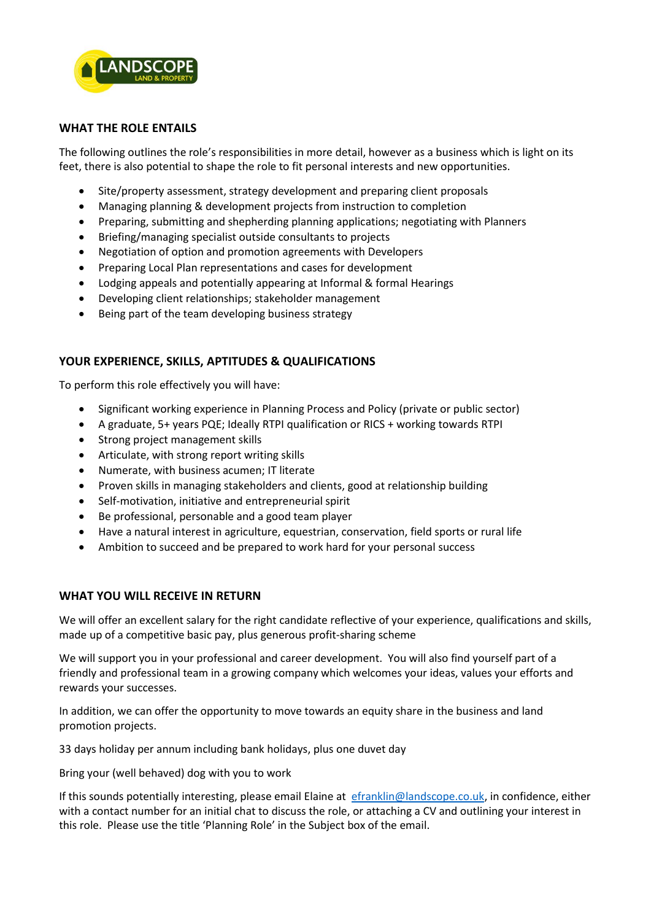## WHAT THE ROLE ENTAILS

The following outlines the role's responsibilities in more detail, however as a business which is light on its feet, there is also potential to shape the role to fit personal interests and new opportunities.

- Site/property assessment, strategy development and preparing client proposals
- Managing planning & development projects from instruction to completion
- Preparing, submitting and shepherding planning applications; negotiating with Planners
- Briefing/managing specialist outside consultants to projects
- Negotiation of option and promotion agreements with Developers
- Preparing Local Plan representations and cases for development
- Lodging appeals and potentially appearing at Informal & formal Hearings
- Developing client relationships; stakeholder management
- Being part of the team developing business strategy

## YOUR EXPERIENCE, SKILLS, APTITUDES & QUALIFICATIONS

To perform this role effectively you will have:

- Significant working experience in Planning Process and Policy (private or public sector)
- A graduate, 5+ years PQE; Ideally RTPI qualification or RICS + working towards RTPI
- Strong project management skills
- Articulate, with strong report writing skills
- Numerate, with business acumen; IT literate
- Proven skills in managing stakeholders and clients, good at relationship building
- Self-motivation, initiative and entrepreneurial spirit
- Be professional, personable and a good team player
- Have a natural interest in agriculture, equestrian, conservation, field sports or rural life
- Ambition to succeed and be prepared to work hard for your personal success

## WHAT YOU WILL RECEIVE IN RETURN

We will offer an excellent salary for the right candidate reflective of your experience, qualifications and skills, made up of a competitive basic pay, plus generous profit-sharing scheme

We will support you in your professional and career development. You will also find yourself part of a friendly and professional team in a growing company which welcomes your ideas, values your efforts and rewards your successes.

In addition, we can offer the opportunity to move towards an equity share in the business and land promotion projects.

33 days holiday per annum including bank holidays, plus one duvet day

Bring your (well behaved) dog with you to work

If this sounds potentially interesting, please email Elaine at efranklin@landscope.co.uk, in confidence, either with a contact number for an initial chat to discuss the role, or attaching a CV and outlining your interest in this role. Please use the title 'Planning Role' in the Subject box of the email.